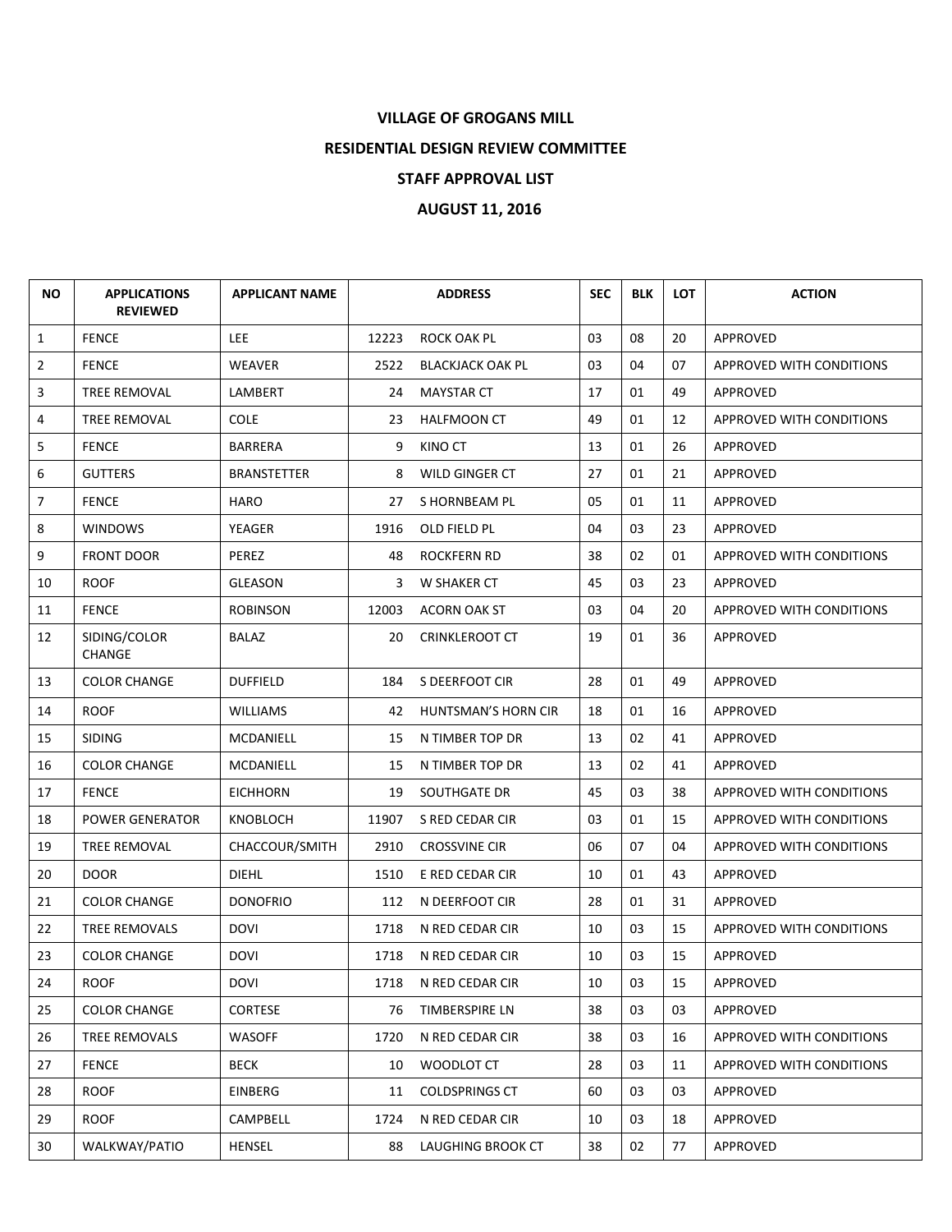# VILLAGE OF GROGANS MILL

## RESIDENTIAL DESIGN REVIEW COMMITTEE

## STAFF APPROVAL LIST

## AUGUST 11, 2016

| NO | APPLICATIONS REVIEWED | APPLICANT NAME | ADDRESS | | SEC | BLK | LOT | ACTION |
|---|---|---|---|---|---|---|---|---|
| 1 | FENCE | LEE | 12223 | ROCK OAK PL | 03 | 08 | 20 | APPROVED |
| 2 | FENCE | WEAVER | 2522 | BLACKJACK OAK PL | 03 | 04 | 07 | APPROVED WITH CONDITIONS |
| 3 | TREE REMOVAL | LAMBERT | 24 | MAYSTAR CT | 17 | 01 | 49 | APPROVED |
| 4 | TREE REMOVAL | COLE | 23 | HALFMOON CT | 49 | 01 | 12 | APPROVED WITH CONDITIONS |
| 5 | FENCE | BARRERA | 9 | KINO CT | 13 | 01 | 26 | APPROVED |
| 6 | GUTTERS | BRANSTETTER | 8 | WILD GINGER CT | 27 | 01 | 21 | APPROVED |
| 7 | FENCE | HARO | 27 | S HORNBEAM PL | 05 | 01 | 11 | APPROVED |
| 8 | WINDOWS | YEAGER | 1916 | OLD FIELD PL | 04 | 03 | 23 | APPROVED |
| 9 | FRONT DOOR | PEREZ | 48 | ROCKFERN RD | 38 | 02 | 01 | APPROVED WITH CONDITIONS |
| 10 | ROOF | GLEASON | 3 | W SHAKER CT | 45 | 03 | 23 | APPROVED |
| 11 | FENCE | ROBINSON | 12003 | ACORN OAK ST | 03 | 04 | 20 | APPROVED WITH CONDITIONS |
| 12 | SIDING/COLOR CHANGE | BALAZ | 20 | CRINKLEROOT CT | 19 | 01 | 36 | APPROVED |
| 13 | COLOR CHANGE | DUFFIELD | 184 | S DEERFOOT CIR | 28 | 01 | 49 | APPROVED |
| 14 | ROOF | WILLIAMS | 42 | HUNTSMAN'S HORN CIR | 18 | 01 | 16 | APPROVED |
| 15 | SIDING | MCDANIELL | 15 | N TIMBER TOP DR | 13 | 02 | 41 | APPROVED |
| 16 | COLOR CHANGE | MCDANIELL | 15 | N TIMBER TOP DR | 13 | 02 | 41 | APPROVED |
| 17 | FENCE | EICHHORN | 19 | SOUTHGATE DR | 45 | 03 | 38 | APPROVED WITH CONDITIONS |
| 18 | POWER GENERATOR | KNOBLOCH | 11907 | S RED CEDAR CIR | 03 | 01 | 15 | APPROVED WITH CONDITIONS |
| 19 | TREE REMOVAL | CHACCOUR/SMITH | 2910 | CROSSVINE CIR | 06 | 07 | 04 | APPROVED WITH CONDITIONS |
| 20 | DOOR | DIEHL | 1510 | E RED CEDAR CIR | 10 | 01 | 43 | APPROVED |
| 21 | COLOR CHANGE | DONOFRIO | 112 | N DEERFOOT CIR | 28 | 01 | 31 | APPROVED |
| 22 | TREE REMOVALS | DOVI | 1718 | N RED CEDAR CIR | 10 | 03 | 15 | APPROVED WITH CONDITIONS |
| 23 | COLOR CHANGE | DOVI | 1718 | N RED CEDAR CIR | 10 | 03 | 15 | APPROVED |
| 24 | ROOF | DOVI | 1718 | N RED CEDAR CIR | 10 | 03 | 15 | APPROVED |
| 25 | COLOR CHANGE | CORTESE | 76 | TIMBERSPIRE LN | 38 | 03 | 03 | APPROVED |
| 26 | TREE REMOVALS | WASOFF | 1720 | N RED CEDAR CIR | 38 | 03 | 16 | APPROVED WITH CONDITIONS |
| 27 | FENCE | BECK | 10 | WOODLOT CT | 28 | 03 | 11 | APPROVED WITH CONDITIONS |
| 28 | ROOF | EINBERG | 11 | COLDSPRINGS CT | 60 | 03 | 03 | APPROVED |
| 29 | ROOF | CAMPBELL | 1724 | N RED CEDAR CIR | 10 | 03 | 18 | APPROVED |
| 30 | WALKWAY/PATIO | HENSEL | 88 | LAUGHING BROOK CT | 38 | 02 | 77 | APPROVED |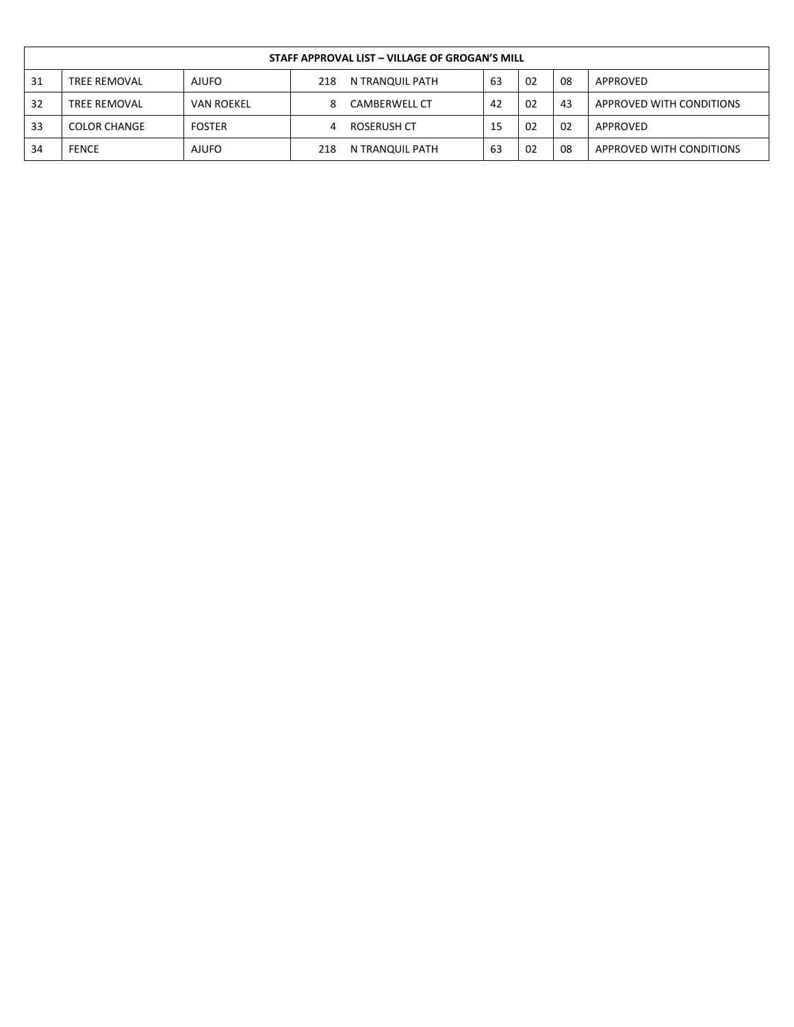| STAFF APPROVAL LIST – VILLAGE OF GROGAN'S MILL | | | | | | | | |
|---|---|---|---|---|---|---|---|---|
| 31 | TREE REMOVAL | AJUFO | 218 | N TRANQUIL PATH | 63 | 02 | 08 | APPROVED |
| 32 | TREE REMOVAL | VAN ROEKEL | 8 | CAMBERWELL CT | 42 | 02 | 43 | APPROVED WITH CONDITIONS |
| 33 | COLOR CHANGE | FOSTER | 4 | ROSERUSH CT | 15 | 02 | 02 | APPROVED |
| 34 | FENCE | AJUFO | 218 | N TRANQUIL PATH | 63 | 02 | 08 | APPROVED WITH CONDITIONS |